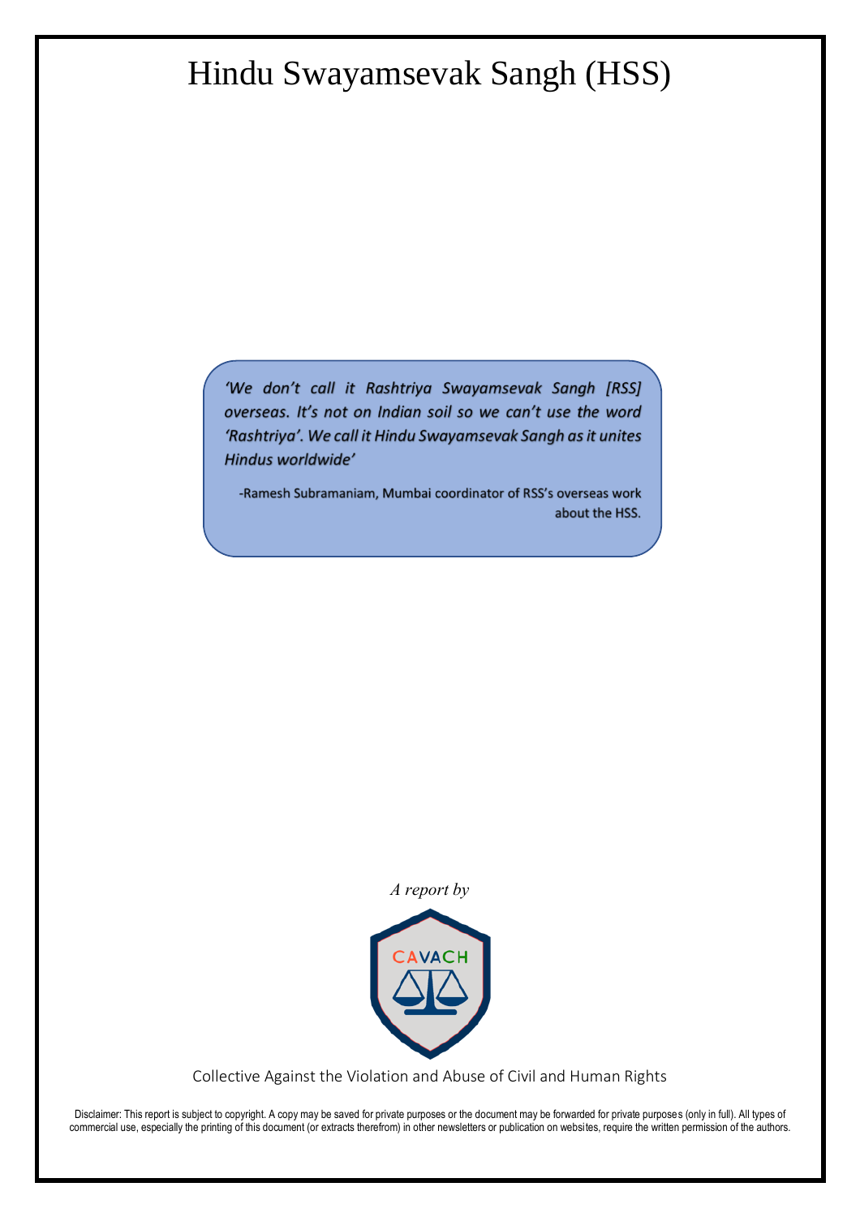# Hindu Swayamsevak Sangh (HSS)

> *'We don't call it Rashtriya Swayamsevak Sangh [RSS] overseas. It's not on Indian soil so we can't use the word 'Rashtriya'. We call it Hindu Swayamsevak Sangh as it unites Hindus worldwide'*
>
> -Ramesh Subramaniam, Mumbai coordinator of RSS's overseas work about the HSS.

*A report by*

CAVACH

Collective Against the Violation and Abuse of Civil and Human Rights

Disclaimer: This report is subject to copyright. A copy may be saved for private purposes or the document may be forwarded for private purposes (only in full). All types of commercial use, especially the printing of this document (or extracts therefrom) in other newsletters or publication on websites, require the written permission of the authors.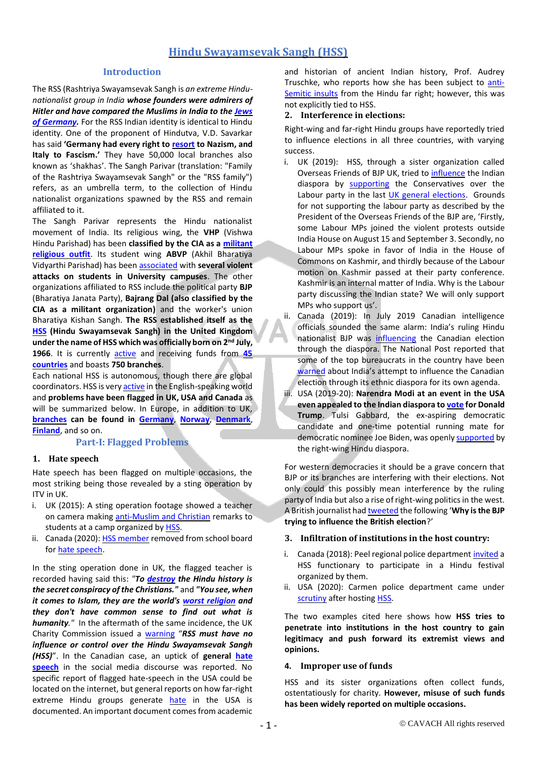# Hindu Swayamsevak Sangh (HSS)

## Introduction

The RSS (Rashtriya Swayamsevak Sangh is *an extreme Hindu-nationalist group in India* ***whose founders were admirers of Hitler and have compared the Muslims in India to the Jews of Germany.*** For the RSS Indian identity is identical to Hindu identity. One of the proponent of Hindutva, V.D. Savarkar has said **'Germany had every right to resort to Nazism, and Italy to Fascism.'** They have 50,000 local branches also known as 'shakhas'. The Sangh Parivar (translation: "Family of the Rashtriya Swayamsevak Sangh" or the "RSS family") refers, as an umbrella term, to the collection of Hindu nationalist organizations spawned by the RSS and remain affiliated to it.

The Sangh Parivar represents the Hindu nationalist movement of India. Its religious wing, the **VHP** (Vishwa Hindu Parishad) has been **classified by the CIA as a militant religious outfit**. Its student wing **ABVP** (Akhil Bharatiya Vidyarthi Parishad) has been associated with **several violent attacks on students in University campuses**. The other organizations affiliated to RSS include the political party **BJP** (Bharatiya Janata Party), **Bajrang Dal (also classified by the CIA as a militant organization)** and the worker's union Bharatiya Kishan Sangh. **The RSS established itself as the HSS (Hindu Swayamsevak Sangh) in the United Kingdom under the name of HSS which was officially born on 2nd July, 1966**. It is currently active and receiving funds from **45 countries** and boasts **750 branches**.

Each national HSS is autonomous, though there are global coordinators. HSS is very active in the English-speaking world and **problems have been flagged in UK, USA and Canada** as will be summarized below. In Europe, in addition to UK, **branches can be found in Germany, Norway, Denmark, Finland**, and so on.

## Part-I: Flagged Problems

### 1. Hate speech

Hate speech has been flagged on multiple occasions, the most striking being those revealed by a sting operation by ITV in UK.

i. UK (2015): A sting operation footage showed a teacher on camera making anti-Muslim and Christian remarks to students at a camp organized by HSS.
ii. Canada (2020): HSS member removed from school board for hate speech.

In the sting operation done in UK, the flagged teacher is recorded having said this: ***"To destroy the Hindu history is the secret conspiracy of the Christians."*** and ***"You see, when it comes to Islam, they are the world's worst religion and they don't have common sense to find out what is humanity."*** In the aftermath of the same incidence, the UK Charity Commission issued a warning ***"RSS must have no influence or control over the Hindu Swayamsevak Sangh (HSS)"***. In the Canadian case, an uptick of **general hate speech** in the social media discourse was reported. No specific report of flagged hate-speech in the USA could be located on the internet, but general reports on how far-right extreme Hindu groups generate hate in the USA is documented. An important document comes from academic and historian of ancient Indian history, Prof. Audrey Truschke, who reports how she has been subject to anti-Semitic insults from the Hindu far right; however, this was not explicitly tied to HSS.

### 2. Interference in elections:

Right-wing and far-right Hindu groups have reportedly tried to influence elections in all three countries, with varying success.

i. UK (2019): HSS, through a sister organization called Overseas Friends of BJP UK, tried to influence the Indian diaspora by supporting the Conservatives over the Labour party in the last UK general elections. Grounds for not supporting the labour party as described by the President of the Overseas Friends of the BJP are, 'Firstly, some Labour MPs joined the violent protests outside India House on August 15 and September 3. Secondly, no Labour MPs spoke in favor of India in the House of Commons on Kashmir, and thirdly because of the Labour motion on Kashmir passed at their party conference. Kashmir is an internal matter of India. Why is the Labour party discussing the Indian state? We will only support MPs who support us'.
ii. Canada (2019): In July 2019 Canadian intelligence officials sounded the same alarm: India's ruling Hindu nationalist BJP was influencing the Canadian election through the diaspora. The National Post reported that some of the top bureaucrats in the country have been warned about India's attempt to influence the Canadian election through its ethnic diaspora for its own agenda.
iii. USA (2019-20): **Narendra Modi at an event in the USA even appealed to the Indian diaspora to vote for Donald Trump**. Tulsi Gabbard, the ex-aspiring democratic candidate and one-time potential running mate for democratic nominee Joe Biden, was openly supported by the right-wing Hindu diaspora.

For western democracies it should be a grave concern that BJP or its branches are interfering with their elections. Not only could this possibly mean interference by the ruling party of India but also a rise of right-wing politics in the west. A British journalist had tweeted the following **'Why is the BJP trying to influence the British election?'**

### 3. Infiltration of institutions in the host country:

i. Canada (2018): Peel regional police department invited a HSS functionary to participate in a Hindu festival organized by them.
ii. USA (2020): Carmen police department came under scrutiny after hosting HSS.

The two examples cited here shows how **HSS tries to penetrate into institutions in the host country to gain legitimacy and push forward its extremist views and opinions.**

### 4. Improper use of funds

HSS and its sister organizations often collect funds, ostentatiously for charity. **However, misuse of such funds has been widely reported on multiple occasions.**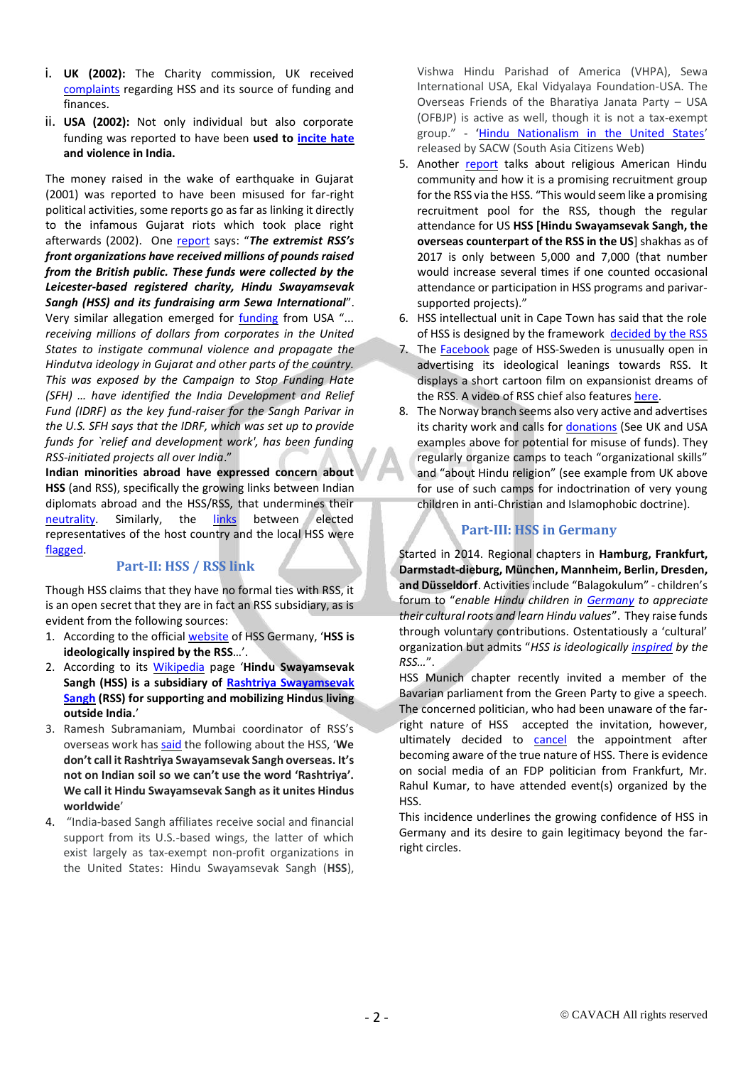i. **UK (2002):** The Charity commission, UK received complaints regarding HSS and its source of funding and finances.

ii. **USA (2002):** Not only individual but also corporate funding was reported to have been **used to incite hate and violence in India.**

The money raised in the wake of earthquake in Gujarat (2001) was reported to have been misused for far-right political activities, some reports go as far as linking it directly to the infamous Gujarat riots which took place right afterwards (2002). One report says: "***The extremist RSS's front organizations have received millions of pounds raised from the British public. These funds were collected by the Leicester-based registered charity, Hindu Swayamsevak Sangh (HSS) and its fundraising arm Sewa International***". Very similar allegation emerged for funding from USA "*... receiving millions of dollars from corporates in the United States to instigate communal violence and propagate the Hindutva ideology in Gujarat and other parts of the country. This was exposed by the Campaign to Stop Funding Hate (SFH) … have identified the India Development and Relief Fund (IDRF) as the key fund-raiser for the Sangh Parivar in the U.S. SFH says that the IDRF, which was set up to provide funds for `relief and development work', has been funding RSS-initiated projects all over India*."

**Indian minorities abroad have expressed concern about HSS** (and RSS), specifically the growing links between Indian diplomats abroad and the HSS/RSS, that undermines their neutrality. Similarly, the links between elected representatives of the host country and the local HSS were flagged.

## Part-II: HSS / RSS link

Though HSS claims that they have no formal ties with RSS, it is an open secret that they are in fact an RSS subsidiary, as is evident from the following sources:

1. According to the official website of HSS Germany, '**HSS is ideologically inspired by the RSS**…'.
2. According to its Wikipedia page '**Hindu Swayamsevak Sangh (HSS) is a subsidiary of Rashtriya Swayamsevak Sangh (RSS) for supporting and mobilizing Hindus living outside India.**'
3. Ramesh Subramaniam, Mumbai coordinator of RSS's overseas work has said the following about the HSS, '**We don't call it Rashtriya Swayamsevak Sangh overseas. It's not on Indian soil so we can't use the word 'Rashtriya'. We call it Hindu Swayamsevak Sangh as it unites Hindus worldwide**'
4. "India-based Sangh affiliates receive social and financial support from its U.S.-based wings, the latter of which exist largely as tax-exempt non-profit organizations in the United States: Hindu Swayamsevak Sangh (**HSS**), Vishwa Hindu Parishad of America (VHPA), Sewa International USA, Ekal Vidyalaya Foundation-USA. The Overseas Friends of the Bharatiya Janata Party – USA (OFBJP) is active as well, though it is not a tax-exempt group." - 'Hindu Nationalism in the United States' released by SACW (South Asia Citizens Web)
5. Another report talks about religious American Hindu community and how it is a promising recruitment group for the RSS via the HSS. "This would seem like a promising recruitment pool for the RSS, though the regular attendance for US **HSS [Hindu Swayamsevak Sangh, the overseas counterpart of the RSS in the US**] shakhas as of 2017 is only between 5,000 and 7,000 (that number would increase several times if one counted occasional attendance or participation in HSS programs and parivar-supported projects)."
6. HSS intellectual unit in Cape Town has said that the role of HSS is designed by the framework decided by the RSS
7. The Facebook page of HSS-Sweden is unusually open in advertising its ideological leanings towards RSS. It displays a short cartoon film on expansionist dreams of the RSS. A video of RSS chief also features here.
8. The Norway branch seems also very active and advertises its charity work and calls for donations (See UK and USA examples above for potential for misuse of funds). They regularly organize camps to teach "organizational skills" and "about Hindu religion" (see example from UK above for use of such camps for indoctrination of very young children in anti-Christian and Islamophobic doctrine).

## Part-III: HSS in Germany

Started in 2014. Regional chapters in **Hamburg, Frankfurt, Darmstadt-dieburg, München, Mannheim, Berlin, Dresden, and Düsseldorf**. Activities include "Balagokulum" - children's forum to "*enable Hindu children in Germany to appreciate their cultural roots and learn Hindu values*". They raise funds through voluntary contributions. Ostentatiously a 'cultural' organization but admits "*HSS is ideologically inspired by the RSS…*".

HSS Munich chapter recently invited a member of the Bavarian parliament from the Green Party to give a speech. The concerned politician, who had been unaware of the far-right nature of HSS accepted the invitation, however, ultimately decided to cancel the appointment after becoming aware of the true nature of HSS. There is evidence on social media of an FDP politician from Frankfurt, Mr. Rahul Kumar, to have attended event(s) organized by the HSS.

This incidence underlines the growing confidence of HSS in Germany and its desire to gain legitimacy beyond the far-right circles.